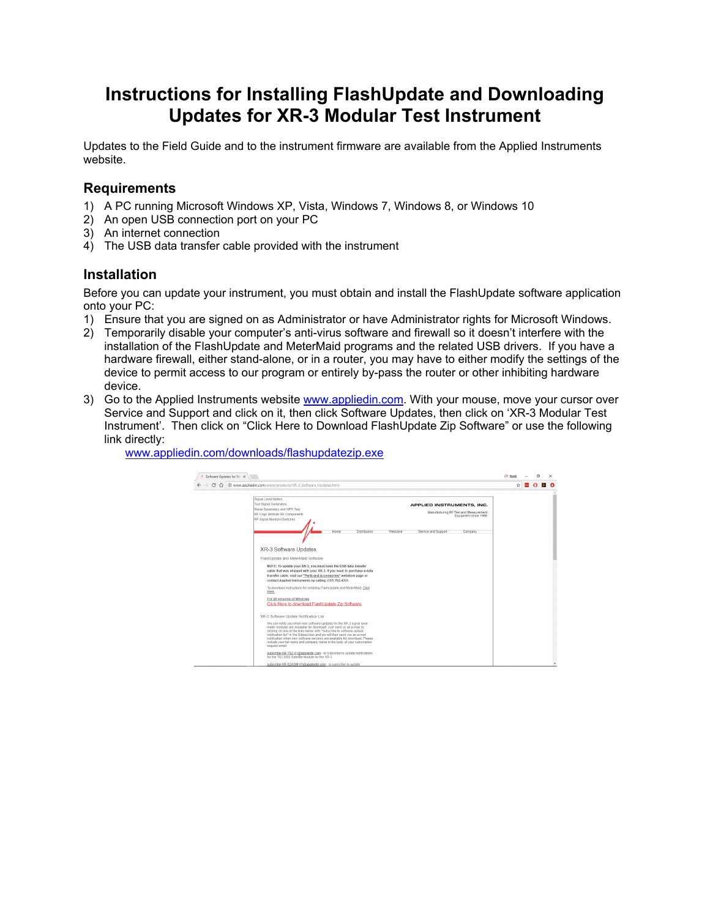# Instructions for Installing FlashUpdate and Downloading Updates for XR-3 Modular Test Instrument

Updates to the Field Guide and to the instrument firmware are available from the Applied Instruments website.

## Requirements

1) A PC running Microsoft Windows XP, Vista, Windows 7, Windows 8, or Windows 10
2) An open USB connection port on your PC
3) An internet connection
4) The USB data transfer cable provided with the instrument

## Installation

Before you can update your instrument, you must obtain and install the FlashUpdate software application onto your PC:

1) Ensure that you are signed on as Administrator or have Administrator rights for Microsoft Windows.
2) Temporarily disable your computer's anti-virus software and firewall so it doesn't interfere with the installation of the FlashUpdate and MeterMaid programs and the related USB drivers. If you have a hardware firewall, either stand-alone, or in a router, you may have to either modify the settings of the device to permit access to our program or entirely by-pass the router or other inhibiting hardware device.
3) Go to the Applied Instruments website www.appliedin.com. With your mouse, move your cursor over Service and Support and click on it, then click Software Updates, then click on 'XR-3 Modular Test Instrument'. Then click on "Click Here to Download FlashUpdate Zip Software" or use the following link directly:

   www.appliedin.com/downloads/flashupdatezip.exe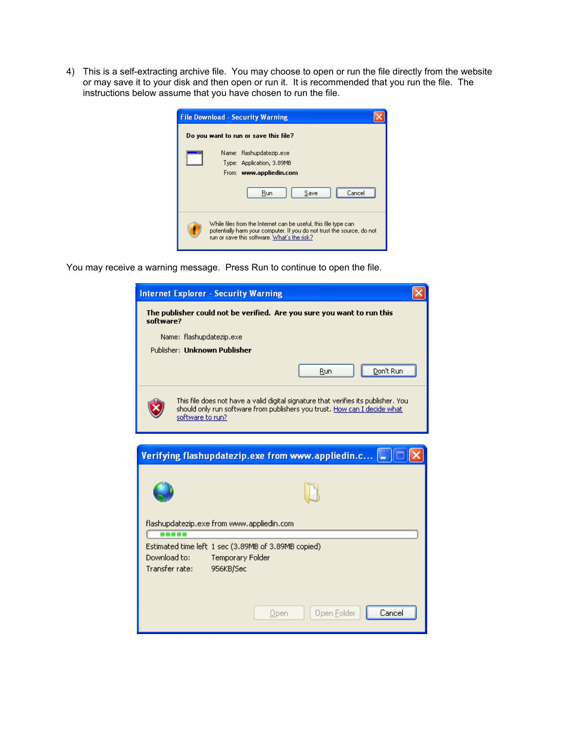4) This is a self-extracting archive file. You may choose to open or run the file directly from the website or may save it to your disk and then open or run it. It is recommended that you run the file. The instructions below assume that you have chosen to run the file.

You may receive a warning message. Press Run to continue to open the file.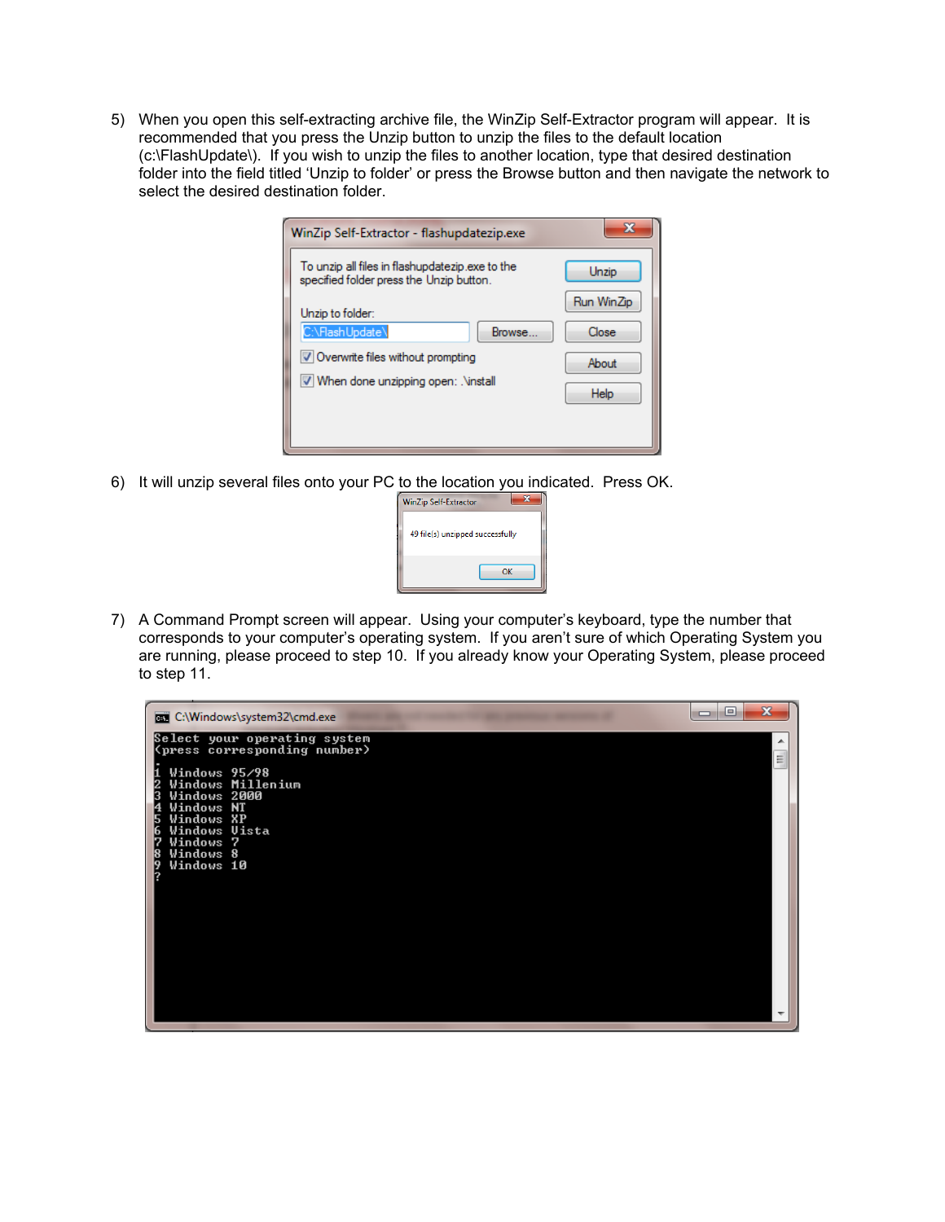5) When you open this self-extracting archive file, the WinZip Self-Extractor program will appear. It is recommended that you press the Unzip button to unzip the files to the default location (c:\FlashUpdate\). If you wish to unzip the files to another location, type that desired destination folder into the field titled 'Unzip to folder' or press the Browse button and then navigate the network to select the desired destination folder.

6) It will unzip several files onto your PC to the location you indicated. Press OK.

7) A Command Prompt screen will appear. Using your computer's keyboard, type the number that corresponds to your computer's operating system. If you aren't sure of which Operating System you are running, please proceed to step 10. If you already know your Operating System, please proceed to step 11.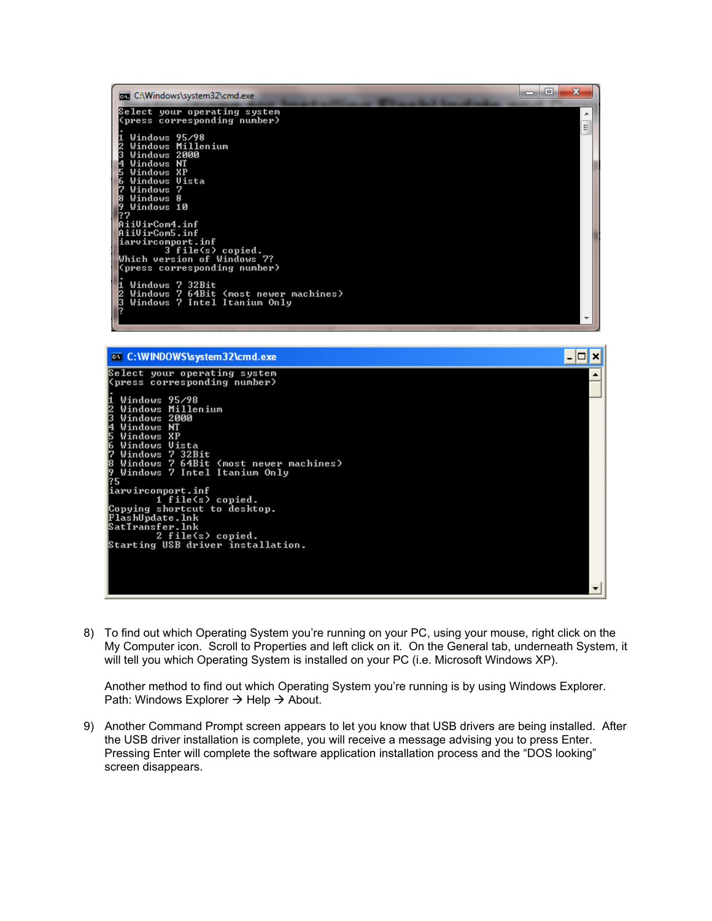```
C:\Windows\system32\cmd.exe

Select your operating system
(press corresponding number)
.
1 Windows 95/98
2 Windows Millenium
3 Windows 2000
4 Windows NT
5 Windows XP
6 Windows Vista
7 Windows 7
8 Windows 8
9 Windows 10
?7
AiiVirCom4.inf
AiiVirCom5.inf
iarvircomport.inf
        3 file(s) copied.
Which version of Windows 7?
(press corresponding number)
.
1 Windows 7 32Bit
2 Windows 7 64Bit (most newer machines)
3 Windows 7 Intel Itanium Only
?
```

```
C:\WINDOWS\system32\cmd.exe

Select your operating system
(press corresponding number)

1 Windows 95/98
2 Windows Millenium
3 Windows 2000
4 Windows NT
5 Windows XP
6 Windows Vista
7 Windows 7 32Bit
8 Windows 7 64Bit (most newer machines)
9 Windows 7 Intel Itanium Only
?5
iarvircomport.inf
        1 file(s) copied.
Copying shortcut to desktop.
FlashUpdate.lnk
SatTransfer.lnk
        2 file(s) copied.
Starting USB driver installation.
```

8) To find out which Operating System you're running on your PC, using your mouse, right click on the My Computer icon. Scroll to Properties and left click on it. On the General tab, underneath System, it will tell you which Operating System is installed on your PC (i.e. Microsoft Windows XP).

   Another method to find out which Operating System you're running is by using Windows Explorer. Path: Windows Explorer → Help → About.

9) Another Command Prompt screen appears to let you know that USB drivers are being installed. After the USB driver installation is complete, you will receive a message advising you to press Enter. Pressing Enter will complete the software application installation process and the "DOS looking" screen disappears.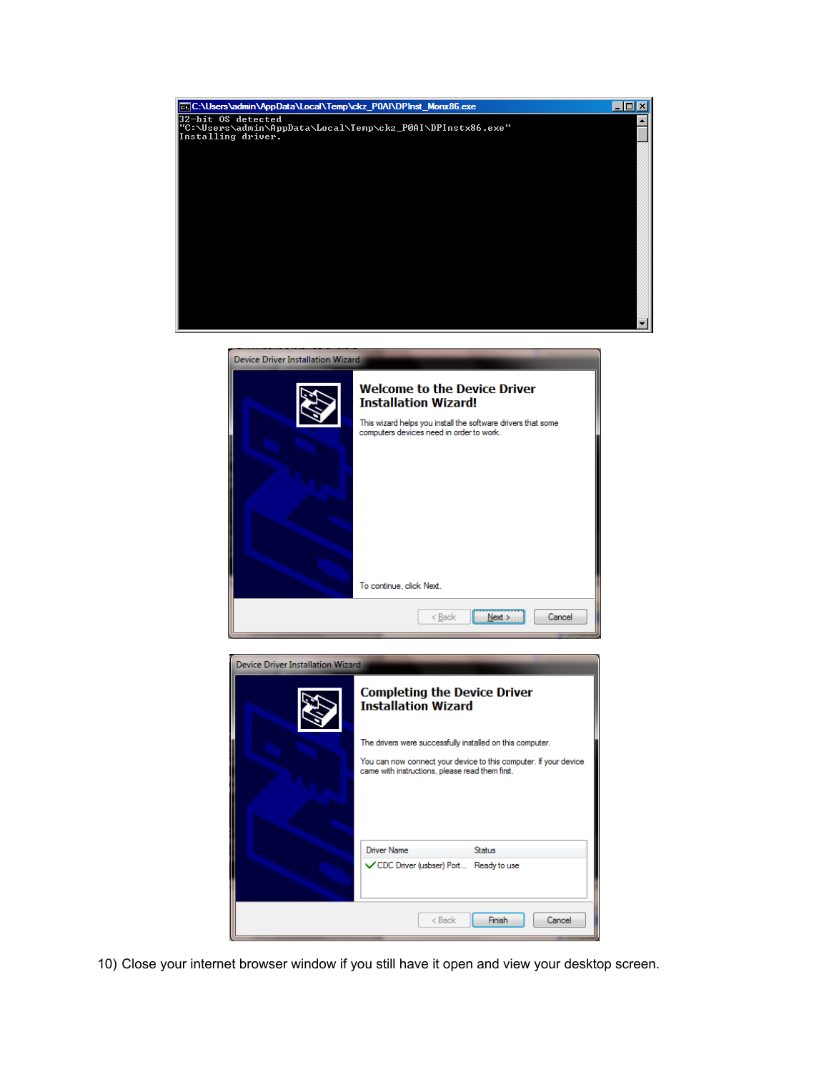10) Close your internet browser window if you still have it open and view your desktop screen.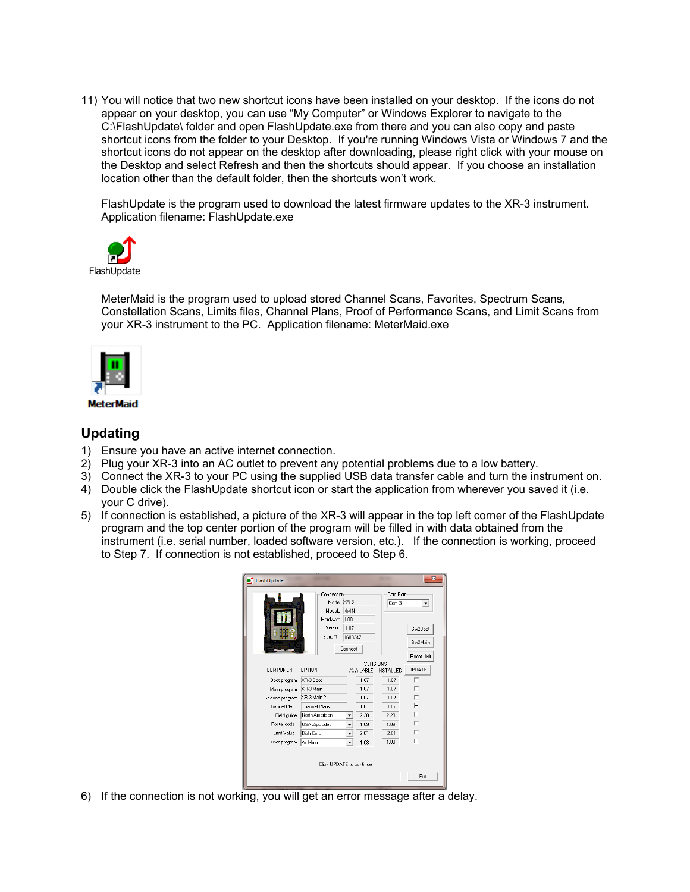11) You will notice that two new shortcut icons have been installed on your desktop. If the icons do not appear on your desktop, you can use "My Computer" or Windows Explorer to navigate to the C:\FlashUpdate\ folder and open FlashUpdate.exe from there and you can also copy and paste shortcut icons from the folder to your Desktop. If you're running Windows Vista or Windows 7 and the shortcut icons do not appear on the desktop after downloading, please right click with your mouse on the Desktop and select Refresh and then the shortcuts should appear. If you choose an installation location other than the default folder, then the shortcuts won't work.

    FlashUpdate is the program used to download the latest firmware updates to the XR-3 instrument. Application filename: FlashUpdate.exe

    FlashUpdate

    MeterMaid is the program used to upload stored Channel Scans, Favorites, Spectrum Scans, Constellation Scans, Limits files, Channel Plans, Proof of Performance Scans, and Limit Scans from your XR-3 instrument to the PC. Application filename: MeterMaid.exe

    MeterMaid

## Updating

1) Ensure you have an active internet connection.
2) Plug your XR-3 into an AC outlet to prevent any potential problems due to a low battery.
3) Connect the XR-3 to your PC using the supplied USB data transfer cable and turn the instrument on.
4) Double click the FlashUpdate shortcut icon or start the application from wherever you saved it (i.e. your C drive).
5) If connection is established, a picture of the XR-3 will appear in the top left corner of the FlashUpdate program and the top center portion of the program will be filled in with data obtained from the instrument (i.e. serial number, loaded software version, etc.). If the connection is working, proceed to Step 7. If connection is not established, proceed to Step 6.

6) If the connection is not working, you will get an error message after a delay.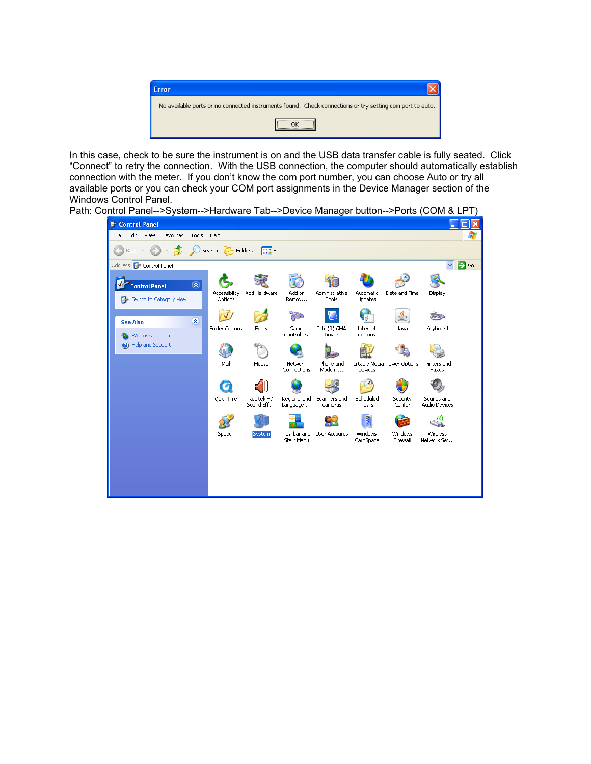In this case, check to be sure the instrument is on and the USB data transfer cable is fully seated. Click "Connect" to retry the connection. With the USB connection, the computer should automatically establish connection with the meter. If you don't know the com port number, you can choose Auto or try all available ports or you can check your COM port assignments in the Device Manager section of the Windows Control Panel.

Path: Control Panel-->System-->Hardware Tab-->Device Manager button-->Ports (COM & LPT)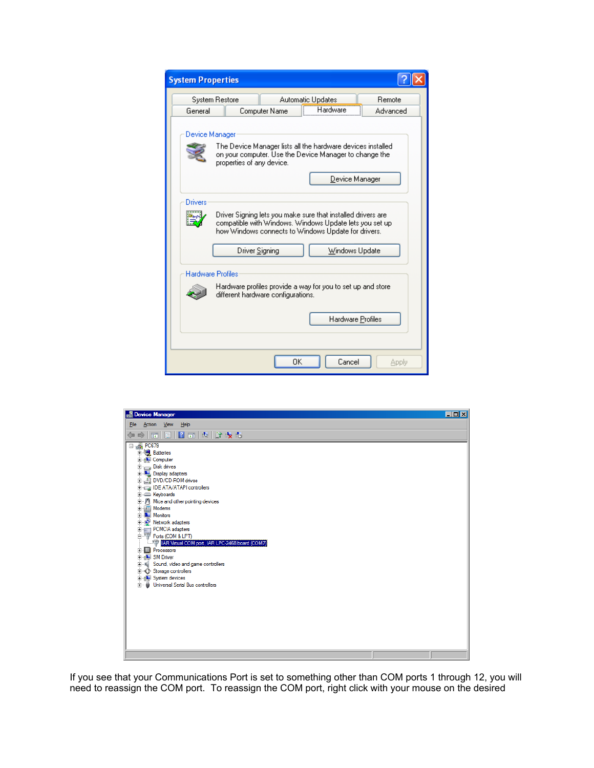If you see that your Communications Port is set to something other than COM ports 1 through 12, you will need to reassign the COM port. To reassign the COM port, right click with your mouse on the desired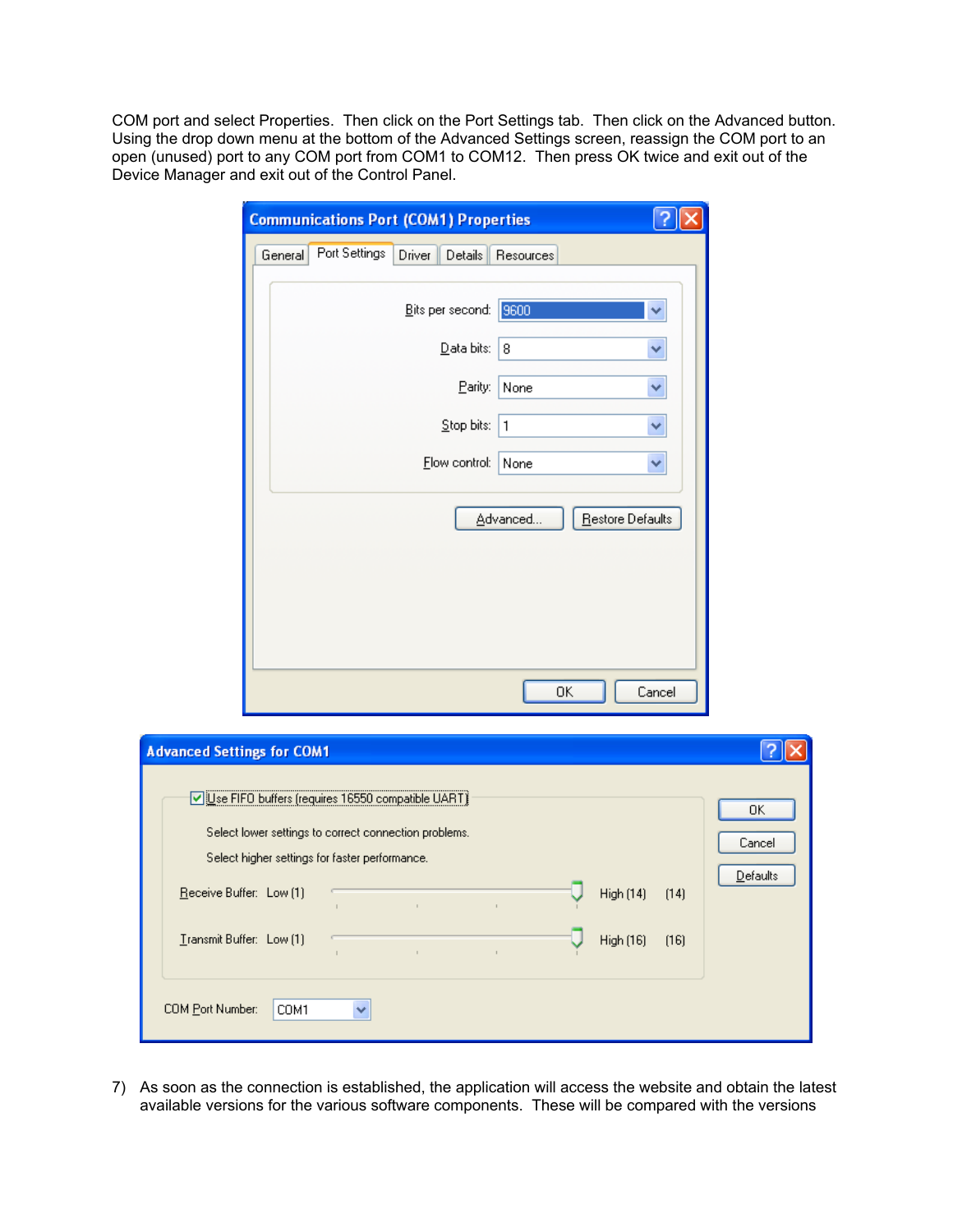COM port and select Properties. Then click on the Port Settings tab. Then click on the Advanced button. Using the drop down menu at the bottom of the Advanced Settings screen, reassign the COM port to an open (unused) port to any COM port from COM1 to COM12. Then press OK twice and exit out of the Device Manager and exit out of the Control Panel.

7) As soon as the connection is established, the application will access the website and obtain the latest available versions for the various software components. These will be compared with the versions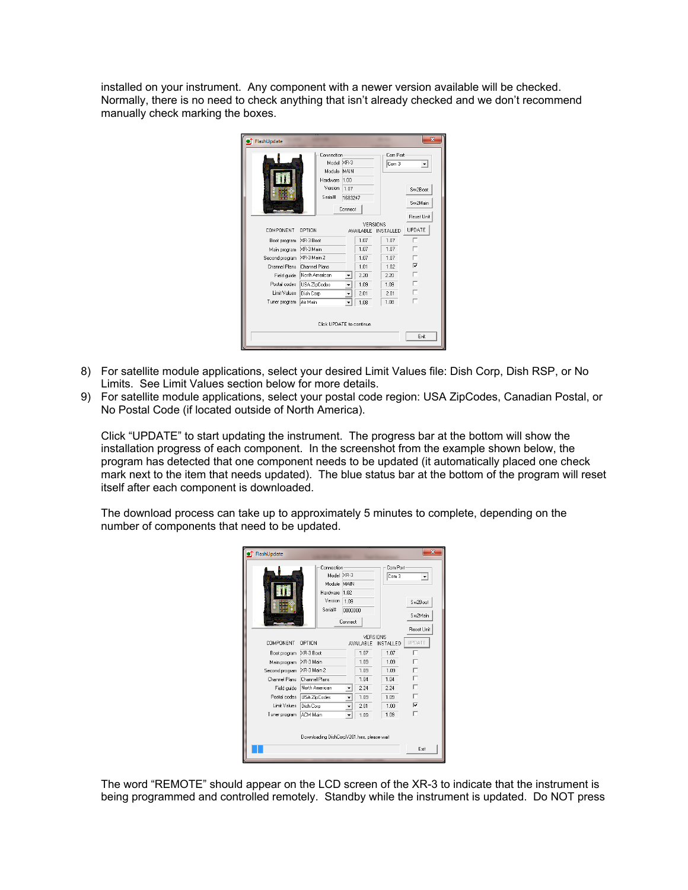installed on your instrument. Any component with a newer version available will be checked. Normally, there is no need to check anything that isn't already checked and we don't recommend manually check marking the boxes.

8) For satellite module applications, select your desired Limit Values file: Dish Corp, Dish RSP, or No Limits. See Limit Values section below for more details.
9) For satellite module applications, select your postal code region: USA ZipCodes, Canadian Postal, or No Postal Code (if located outside of North America).

Click "UPDATE" to start updating the instrument. The progress bar at the bottom will show the installation progress of each component. In the screenshot from the example shown below, the program has detected that one component needs to be updated (it automatically placed one check mark next to the item that needs updated). The blue status bar at the bottom of the program will reset itself after each component is downloaded.

The download process can take up to approximately 5 minutes to complete, depending on the number of components that need to be updated.

The word "REMOTE" should appear on the LCD screen of the XR-3 to indicate that the instrument is being programmed and controlled remotely. Standby while the instrument is updated. Do NOT press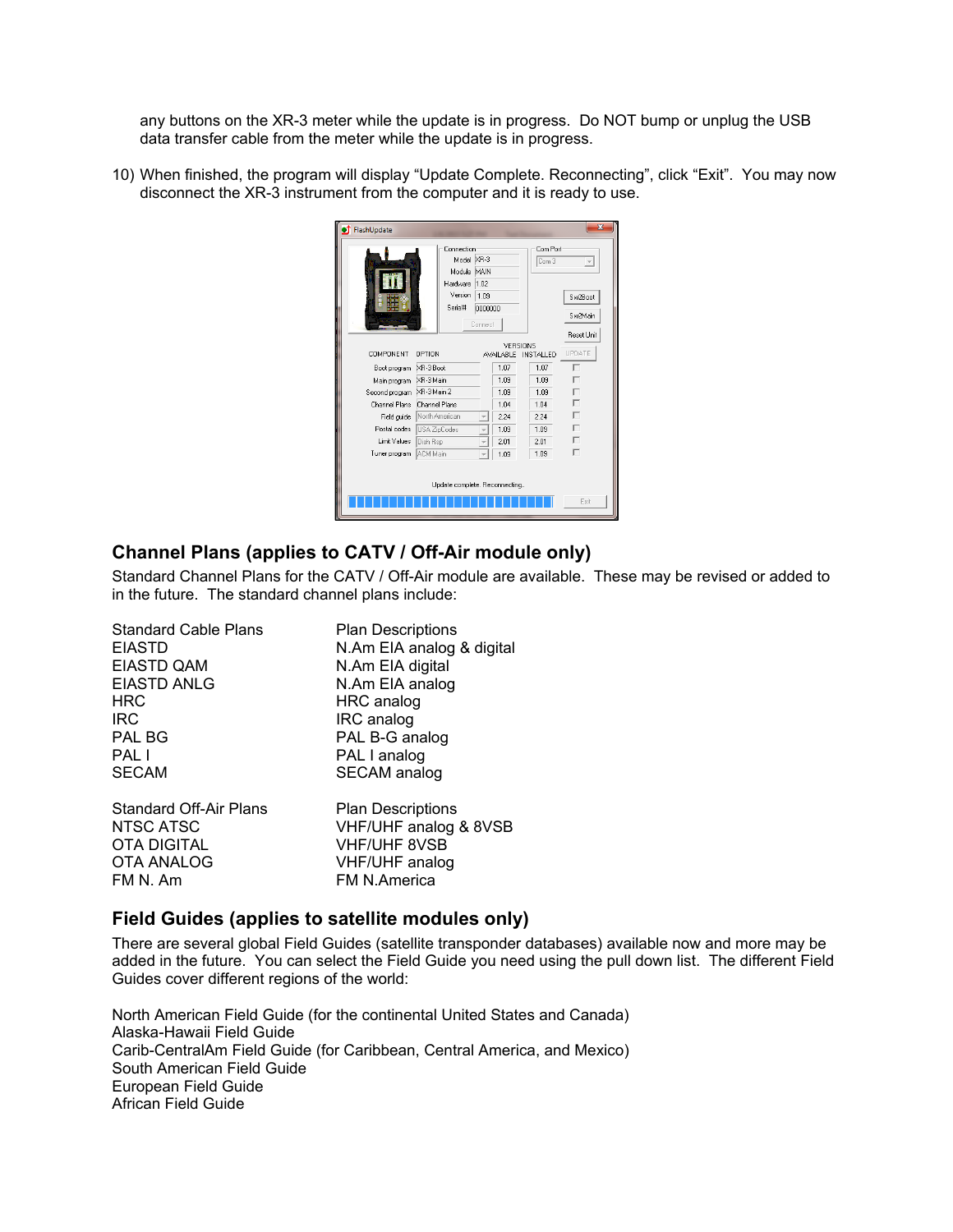any buttons on the XR-3 meter while the update is in progress. Do NOT bump or unplug the USB data transfer cable from the meter while the update is in progress.

10) When finished, the program will display “Update Complete. Reconnecting”, click “Exit”. You may now disconnect the XR-3 instrument from the computer and it is ready to use.

## Channel Plans (applies to CATV / Off-Air module only)

Standard Channel Plans for the CATV / Off-Air module are available. These may be revised or added to in the future. The standard channel plans include:

| Standard Cable Plans | Plan Descriptions |
|---|---|
| EIASTD | N.Am EIA analog & digital |
| EIASTD QAM | N.Am EIA digital |
| EIASTD ANLG | N.Am EIA analog |
| HRC | HRC analog |
| IRC | IRC analog |
| PAL BG | PAL B-G analog |
| PAL I | PAL I analog |
| SECAM | SECAM analog |

| Standard Off-Air Plans | Plan Descriptions |
|---|---|
| NTSC ATSC | VHF/UHF analog & 8VSB |
| OTA DIGITAL | VHF/UHF 8VSB |
| OTA ANALOG | VHF/UHF analog |
| FM N. Am | FM N.America |

## Field Guides (applies to satellite modules only)

There are several global Field Guides (satellite transponder databases) available now and more may be added in the future. You can select the Field Guide you need using the pull down list. The different Field Guides cover different regions of the world:

North American Field Guide (for the continental United States and Canada)
Alaska-Hawaii Field Guide
Carib-CentralAm Field Guide (for Caribbean, Central America, and Mexico)
South American Field Guide
European Field Guide
African Field Guide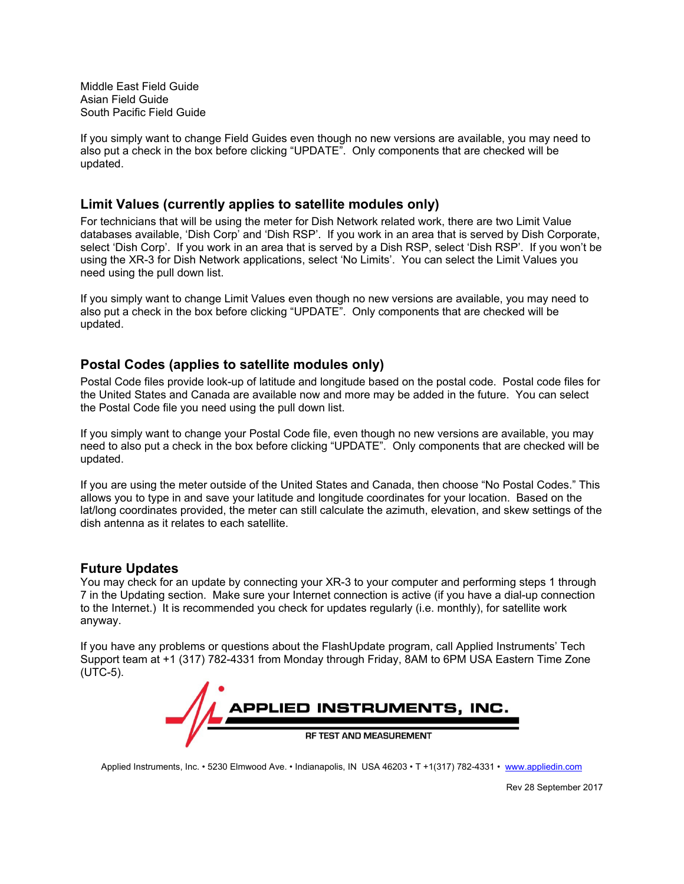Middle East Field Guide
Asian Field Guide
South Pacific Field Guide

If you simply want to change Field Guides even though no new versions are available, you may need to also put a check in the box before clicking “UPDATE”. Only components that are checked will be updated.

## Limit Values (currently applies to satellite modules only)

For technicians that will be using the meter for Dish Network related work, there are two Limit Value databases available, ‘Dish Corp’ and ‘Dish RSP’. If you work in an area that is served by Dish Corporate, select ‘Dish Corp’. If you work in an area that is served by a Dish RSP, select ‘Dish RSP’. If you won’t be using the XR-3 for Dish Network applications, select ‘No Limits’. You can select the Limit Values you need using the pull down list.

If you simply want to change Limit Values even though no new versions are available, you may need to also put a check in the box before clicking “UPDATE”. Only components that are checked will be updated.

## Postal Codes (applies to satellite modules only)

Postal Code files provide look-up of latitude and longitude based on the postal code. Postal code files for the United States and Canada are available now and more may be added in the future. You can select the Postal Code file you need using the pull down list.

If you simply want to change your Postal Code file, even though no new versions are available, you may need to also put a check in the box before clicking “UPDATE”. Only components that are checked will be updated.

If you are using the meter outside of the United States and Canada, then choose “No Postal Codes.” This allows you to type in and save your latitude and longitude coordinates for your location. Based on the lat/long coordinates provided, the meter can still calculate the azimuth, elevation, and skew settings of the dish antenna as it relates to each satellite.

## Future Updates

You may check for an update by connecting your XR-3 to your computer and performing steps 1 through 7 in the Updating section. Make sure your Internet connection is active (if you have a dial-up connection to the Internet.) It is recommended you check for updates regularly (i.e. monthly), for satellite work anyway.

If you have any problems or questions about the FlashUpdate program, call Applied Instruments’ Tech Support team at +1 (317) 782-4331 from Monday through Friday, 8AM to 6PM USA Eastern Time Zone (UTC-5).

APPLIED INSTRUMENTS, INC.
RF TEST AND MEASUREMENT

Applied Instruments, Inc. • 5230 Elmwood Ave. • Indianapolis, IN USA 46203 • T +1(317) 782-4331 • www.appliedin.com

Rev 28 September 2017